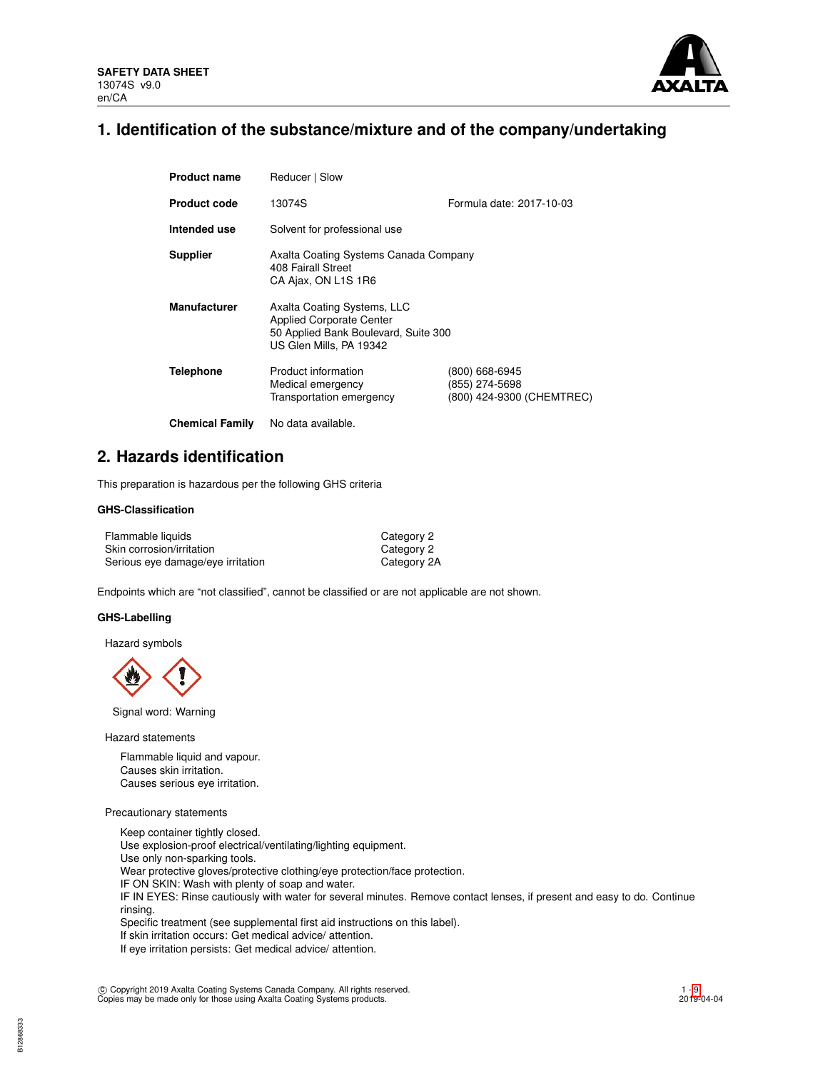**SAFETY DATA SHEET**
13074S v9.0
en/CA

# 1. Identification of the substance/mixture and of the company/undertaking

| | | |
|---|---|---|
| **Product name** | Reducer \| Slow | |
| **Product code** | 13074S | Formula date: 2017-10-03 |
| **Intended use** | Solvent for professional use | |
| **Supplier** | Axalta Coating Systems Canada Company<br>408 Fairall Street<br>CA Ajax, ON L1S 1R6 | |
| **Manufacturer** | Axalta Coating Systems, LLC<br>Applied Corporate Center<br>50 Applied Bank Boulevard, Suite 300<br>US Glen Mills, PA 19342 | |
| **Telephone** | Product information<br>Medical emergency<br>Transportation emergency | (800) 668-6945<br>(855) 274-5698<br>(800) 424-9300 (CHEMTREC) |
| **Chemical Family** | No data available. | |

# 2. Hazards identification

This preparation is hazardous per the following GHS criteria

### GHS-Classification

| | |
|---|---|
| Flammable liquids | Category 2 |
| Skin corrosion/irritation | Category 2 |
| Serious eye damage/eye irritation | Category 2A |

Endpoints which are "not classified", cannot be classified or are not applicable are not shown.

### GHS-Labelling

Hazard symbols

Signal word: Warning

Hazard statements

Flammable liquid and vapour.
Causes skin irritation.
Causes serious eye irritation.

Precautionary statements

Keep container tightly closed.
Use explosion-proof electrical/ventilating/lighting equipment.
Use only non-sparking tools.
Wear protective gloves/protective clothing/eye protection/face protection.
IF ON SKIN: Wash with plenty of soap and water.
IF IN EYES: Rinse cautiously with water for several minutes. Remove contact lenses, if present and easy to do. Continue rinsing.
Specific treatment (see supplemental first aid instructions on this label).
If skin irritation occurs: Get medical advice/ attention.
If eye irritation persists: Get medical advice/ attention.

© Copyright 2019 Axalta Coating Systems Canada Company. All rights reserved.
Copies may be made only for those using Axalta Coating Systems products.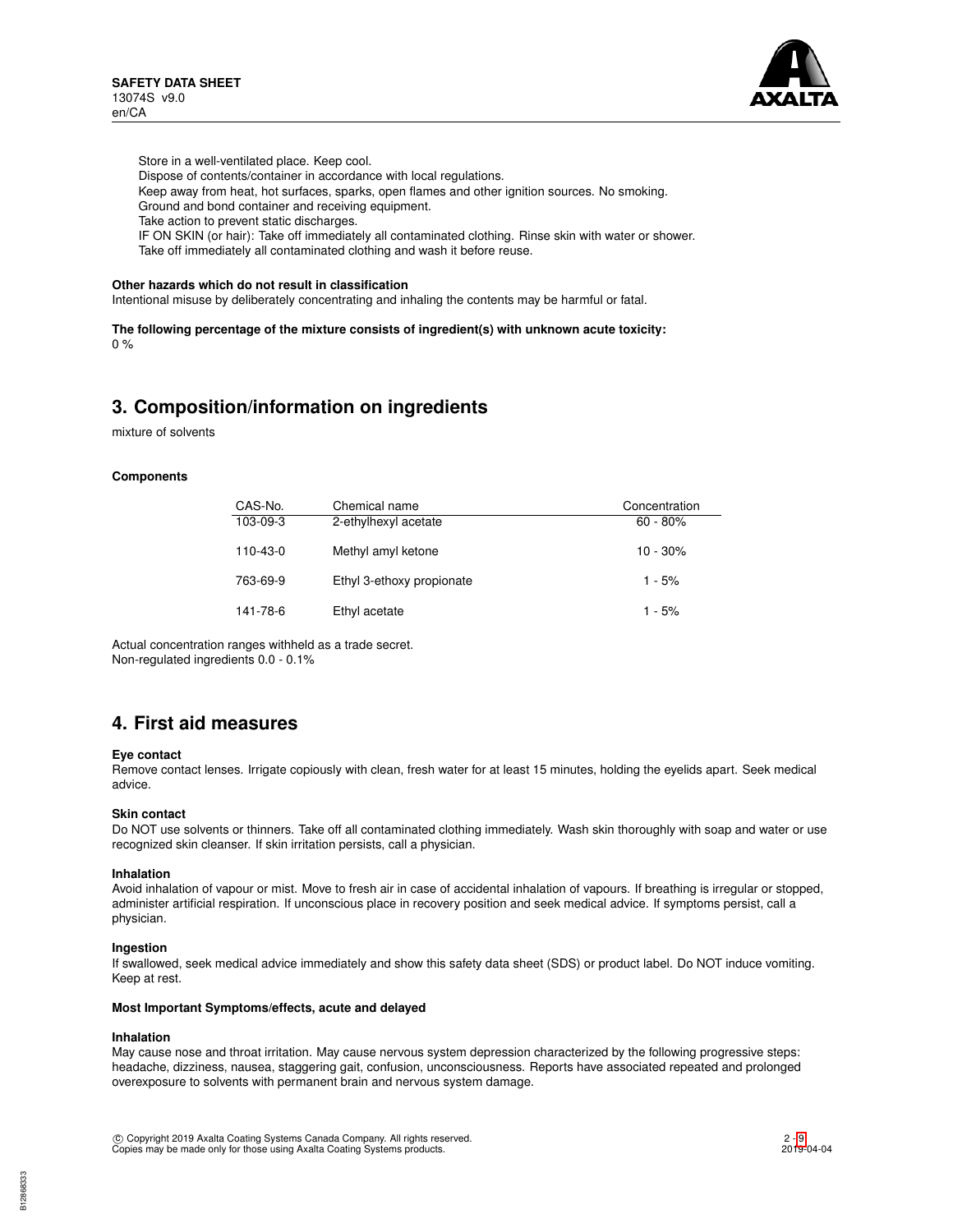Store in a well-ventilated place. Keep cool.
Dispose of contents/container in accordance with local regulations.
Keep away from heat, hot surfaces, sparks, open flames and other ignition sources. No smoking.
Ground and bond container and receiving equipment.
Take action to prevent static discharges.
IF ON SKIN (or hair): Take off immediately all contaminated clothing. Rinse skin with water or shower.
Take off immediately all contaminated clothing and wash it before reuse.

**Other hazards which do not result in classification**
Intentional misuse by deliberately concentrating and inhaling the contents may be harmful or fatal.

**The following percentage of the mixture consists of ingredient(s) with unknown acute toxicity:**
0 %

## 3. Composition/information on ingredients

mixture of solvents

**Components**

| CAS-No. | Chemical name | Concentration |
|---|---|---|
| 103-09-3 | 2-ethylhexyl acetate | 60 - 80% |
| 110-43-0 | Methyl amyl ketone | 10 - 30% |
| 763-69-9 | Ethyl 3-ethoxy propionate | 1 - 5% |
| 141-78-6 | Ethyl acetate | 1 - 5% |

Actual concentration ranges withheld as a trade secret.
Non-regulated ingredients 0.0 - 0.1%

## 4. First aid measures

**Eye contact**
Remove contact lenses. Irrigate copiously with clean, fresh water for at least 15 minutes, holding the eyelids apart. Seek medical advice.

**Skin contact**
Do NOT use solvents or thinners. Take off all contaminated clothing immediately. Wash skin thoroughly with soap and water or use recognized skin cleanser. If skin irritation persists, call a physician.

**Inhalation**
Avoid inhalation of vapour or mist. Move to fresh air in case of accidental inhalation of vapours. If breathing is irregular or stopped, administer artificial respiration. If unconscious place in recovery position and seek medical advice. If symptoms persist, call a physician.

**Ingestion**
If swallowed, seek medical advice immediately and show this safety data sheet (SDS) or product label. Do NOT induce vomiting. Keep at rest.

**Most Important Symptoms/effects, acute and delayed**

**Inhalation**
May cause nose and throat irritation. May cause nervous system depression characterized by the following progressive steps: headache, dizziness, nausea, staggering gait, confusion, unconsciousness. Reports have associated repeated and prolonged overexposure to solvents with permanent brain and nervous system damage.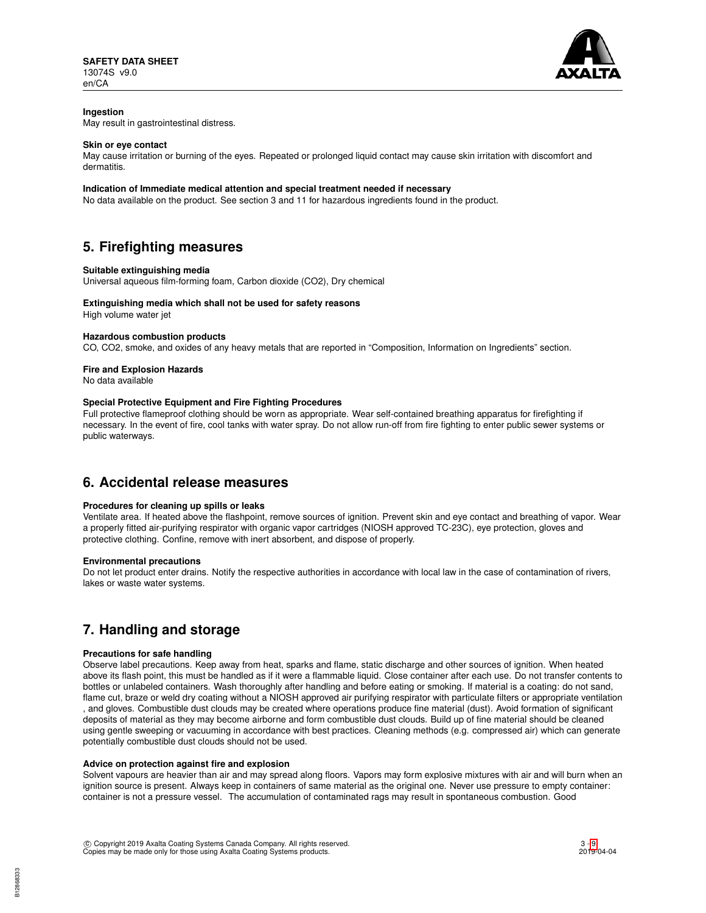**Ingestion**

May result in gastrointestinal distress.

**Skin or eye contact**

May cause irritation or burning of the eyes. Repeated or prolonged liquid contact may cause skin irritation with discomfort and dermatitis.

**Indication of Immediate medical attention and special treatment needed if necessary**

No data available on the product. See section 3 and 11 for hazardous ingredients found in the product.

## 5. Firefighting measures

**Suitable extinguishing media**

Universal aqueous film-forming foam, Carbon dioxide ($CO_2$), Dry chemical

**Extinguishing media which shall not be used for safety reasons**

High volume water jet

**Hazardous combustion products**

CO, $CO_2$, smoke, and oxides of any heavy metals that are reported in “Composition, Information on Ingredients” section.

**Fire and Explosion Hazards**

No data available

**Special Protective Equipment and Fire Fighting Procedures**

Full protective flameproof clothing should be worn as appropriate. Wear self-contained breathing apparatus for firefighting if necessary. In the event of fire, cool tanks with water spray. Do not allow run-off from fire fighting to enter public sewer systems or public waterways.

## 6. Accidental release measures

**Procedures for cleaning up spills or leaks**

Ventilate area. If heated above the flashpoint, remove sources of ignition. Prevent skin and eye contact and breathing of vapor. Wear a properly fitted air-purifying respirator with organic vapor cartridges (NIOSH approved TC-23C), eye protection, gloves and protective clothing. Confine, remove with inert absorbent, and dispose of properly.

**Environmental precautions**

Do not let product enter drains. Notify the respective authorities in accordance with local law in the case of contamination of rivers, lakes or waste water systems.

## 7. Handling and storage

**Precautions for safe handling**

Observe label precautions. Keep away from heat, sparks and flame, static discharge and other sources of ignition. When heated above its flash point, this must be handled as if it were a flammable liquid. Close container after each use. Do not transfer contents to bottles or unlabeled containers. Wash thoroughly after handling and before eating or smoking. If material is a coating: do not sand, flame cut, braze or weld dry coating without a NIOSH approved air purifying respirator with particulate filters or appropriate ventilation , and gloves. Combustible dust clouds may be created where operations produce fine material (dust). Avoid formation of significant deposits of material as they may become airborne and form combustible dust clouds. Build up of fine material should be cleaned using gentle sweeping or vacuuming in accordance with best practices. Cleaning methods (e.g. compressed air) which can generate potentially combustible dust clouds should not be used.

**Advice on protection against fire and explosion**

Solvent vapours are heavier than air and may spread along floors. Vapors may form explosive mixtures with air and will burn when an ignition source is present. Always keep in containers of same material as the original one. Never use pressure to empty container: container is not a pressure vessel. The accumulation of contaminated rags may result in spontaneous combustion. Good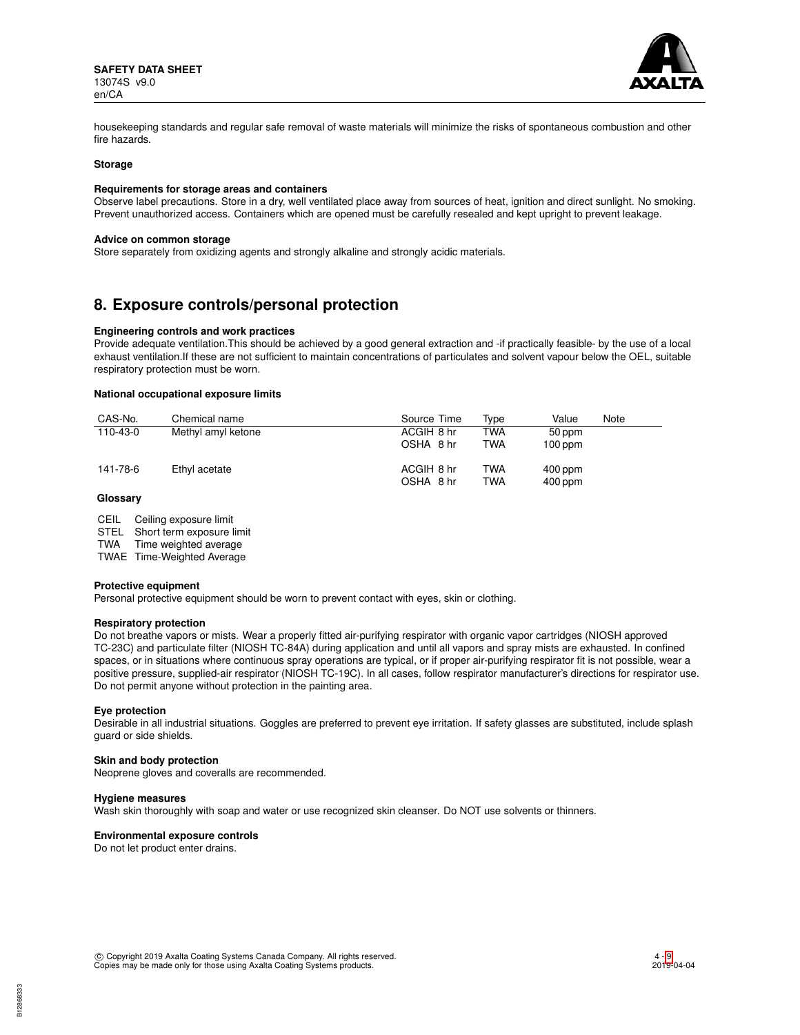housekeeping standards and regular safe removal of waste materials will minimize the risks of spontaneous combustion and other fire hazards.

**Storage**

**Requirements for storage areas and containers**
Observe label precautions. Store in a dry, well ventilated place away from sources of heat, ignition and direct sunlight. No smoking. Prevent unauthorized access. Containers which are opened must be carefully resealed and kept upright to prevent leakage.

**Advice on common storage**
Store separately from oxidizing agents and strongly alkaline and strongly acidic materials.

## 8. Exposure controls/personal protection

**Engineering controls and work practices**
Provide adequate ventilation.This should be achieved by a good general extraction and -if practically feasible- by the use of a local exhaust ventilation.If these are not sufficient to maintain concentrations of particulates and solvent vapour below the OEL, suitable respiratory protection must be worn.

**National occupational exposure limits**

| CAS-No. | Chemical name | Source | Time | Type | Value | Note |
|---|---|---|---|---|---|---|
| 110-43-0 | Methyl amyl ketone | ACGIH | 8 hr | TWA | 50 ppm | |
| | | OSHA | 8 hr | TWA | 100 ppm | |
| 141-78-6 | Ethyl acetate | ACGIH | 8 hr | TWA | 400 ppm | |
| | | OSHA | 8 hr | TWA | 400 ppm | |

**Glossary**

CEIL Ceiling exposure limit
STEL Short term exposure limit
TWA Time weighted average
TWAE Time-Weighted Average

**Protective equipment**
Personal protective equipment should be worn to prevent contact with eyes, skin or clothing.

**Respiratory protection**
Do not breathe vapors or mists. Wear a properly fitted air-purifying respirator with organic vapor cartridges (NIOSH approved TC-23C) and particulate filter (NIOSH TC-84A) during application and until all vapors and spray mists are exhausted. In confined spaces, or in situations where continuous spray operations are typical, or if proper air-purifying respirator fit is not possible, wear a positive pressure, supplied-air respirator (NIOSH TC-19C). In all cases, follow respirator manufacturer's directions for respirator use. Do not permit anyone without protection in the painting area.

**Eye protection**
Desirable in all industrial situations. Goggles are preferred to prevent eye irritation. If safety glasses are substituted, include splash guard or side shields.

**Skin and body protection**
Neoprene gloves and coveralls are recommended.

**Hygiene measures**
Wash skin thoroughly with soap and water or use recognized skin cleanser. Do NOT use solvents or thinners.

**Environmental exposure controls**
Do not let product enter drains.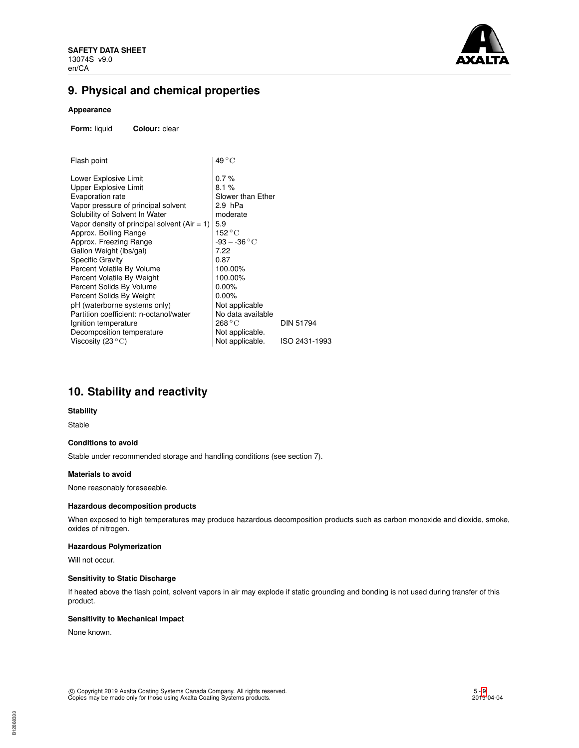## 9. Physical and chemical properties

### Appearance

**Form:** liquid **Colour:** clear

| Property | Value | Method |
|---|---|---|
| Flash point | 49 °C | |
| Lower Explosive Limit | 0.7 % | |
| Upper Explosive Limit | 8.1 % | |
| Evaporation rate | Slower than Ether | |
| Vapor pressure of principal solvent | 2.9 hPa | |
| Solubility of Solvent In Water | moderate | |
| Vapor density of principal solvent (Air = 1) | 5.9 | |
| Approx. Boiling Range | 152 °C | |
| Approx. Freezing Range | -93 – -36 °C | |
| Gallon Weight (lbs/gal) | 7.22 | |
| Specific Gravity | 0.87 | |
| Percent Volatile By Volume | 100.00% | |
| Percent Volatile By Weight | 100.00% | |
| Percent Solids By Volume | 0.00% | |
| Percent Solids By Weight | 0.00% | |
| pH (waterborne systems only) | Not applicable | |
| Partition coefficient: n-octanol/water | No data available | |
| Ignition temperature | 268 °C | DIN 51794 |
| Decomposition temperature | Not applicable. | |
| Viscosity (23 °C) | Not applicable. | ISO 2431-1993 |

## 10. Stability and reactivity

**Stability**

Stable

**Conditions to avoid**

Stable under recommended storage and handling conditions (see section 7).

**Materials to avoid**

None reasonably foreseeable.

**Hazardous decomposition products**

When exposed to high temperatures may produce hazardous decomposition products such as carbon monoxide and dioxide, smoke, oxides of nitrogen.

**Hazardous Polymerization**

Will not occur.

**Sensitivity to Static Discharge**

If heated above the flash point, solvent vapors in air may explode if static grounding and bonding is not used during transfer of this product.

**Sensitivity to Mechanical Impact**

None known.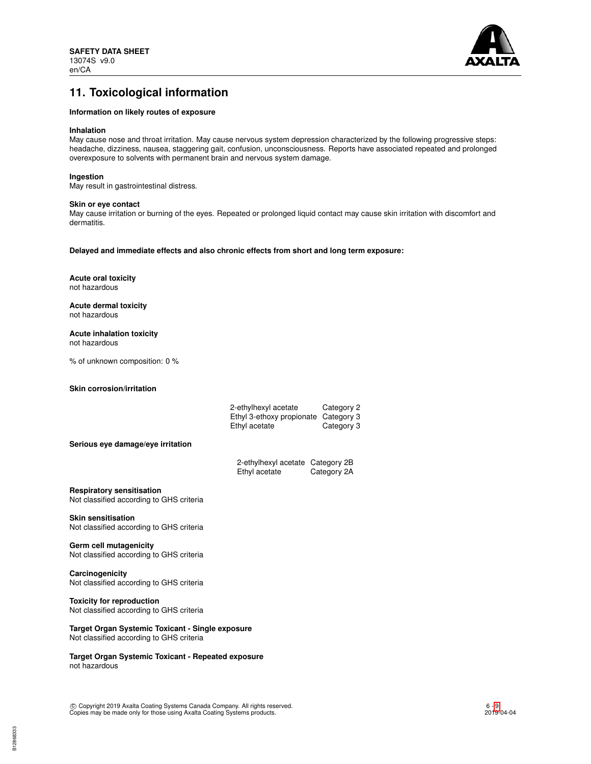## 11. Toxicological information

**Information on likely routes of exposure**

**Inhalation**
May cause nose and throat irritation. May cause nervous system depression characterized by the following progressive steps: headache, dizziness, nausea, staggering gait, confusion, unconsciousness. Reports have associated repeated and prolonged overexposure to solvents with permanent brain and nervous system damage.

**Ingestion**
May result in gastrointestinal distress.

**Skin or eye contact**
May cause irritation or burning of the eyes. Repeated or prolonged liquid contact may cause skin irritation with discomfort and dermatitis.

**Delayed and immediate effects and also chronic effects from short and long term exposure:**

**Acute oral toxicity**
not hazardous

**Acute dermal toxicity**
not hazardous

**Acute inhalation toxicity**
not hazardous

% of unknown composition: 0 %

**Skin corrosion/irritation**

| | |
|---|---|
| 2-ethylhexyl acetate | Category 2 |
| Ethyl 3-ethoxy propionate | Category 3 |
| Ethyl acetate | Category 3 |

**Serious eye damage/eye irritation**

| | |
|---|---|
| 2-ethylhexyl acetate | Category 2B |
| Ethyl acetate | Category 2A |

**Respiratory sensitisation**
Not classified according to GHS criteria

**Skin sensitisation**
Not classified according to GHS criteria

**Germ cell mutagenicity**
Not classified according to GHS criteria

**Carcinogenicity**
Not classified according to GHS criteria

**Toxicity for reproduction**
Not classified according to GHS criteria

**Target Organ Systemic Toxicant - Single exposure**
Not classified according to GHS criteria

**Target Organ Systemic Toxicant - Repeated exposure**
not hazardous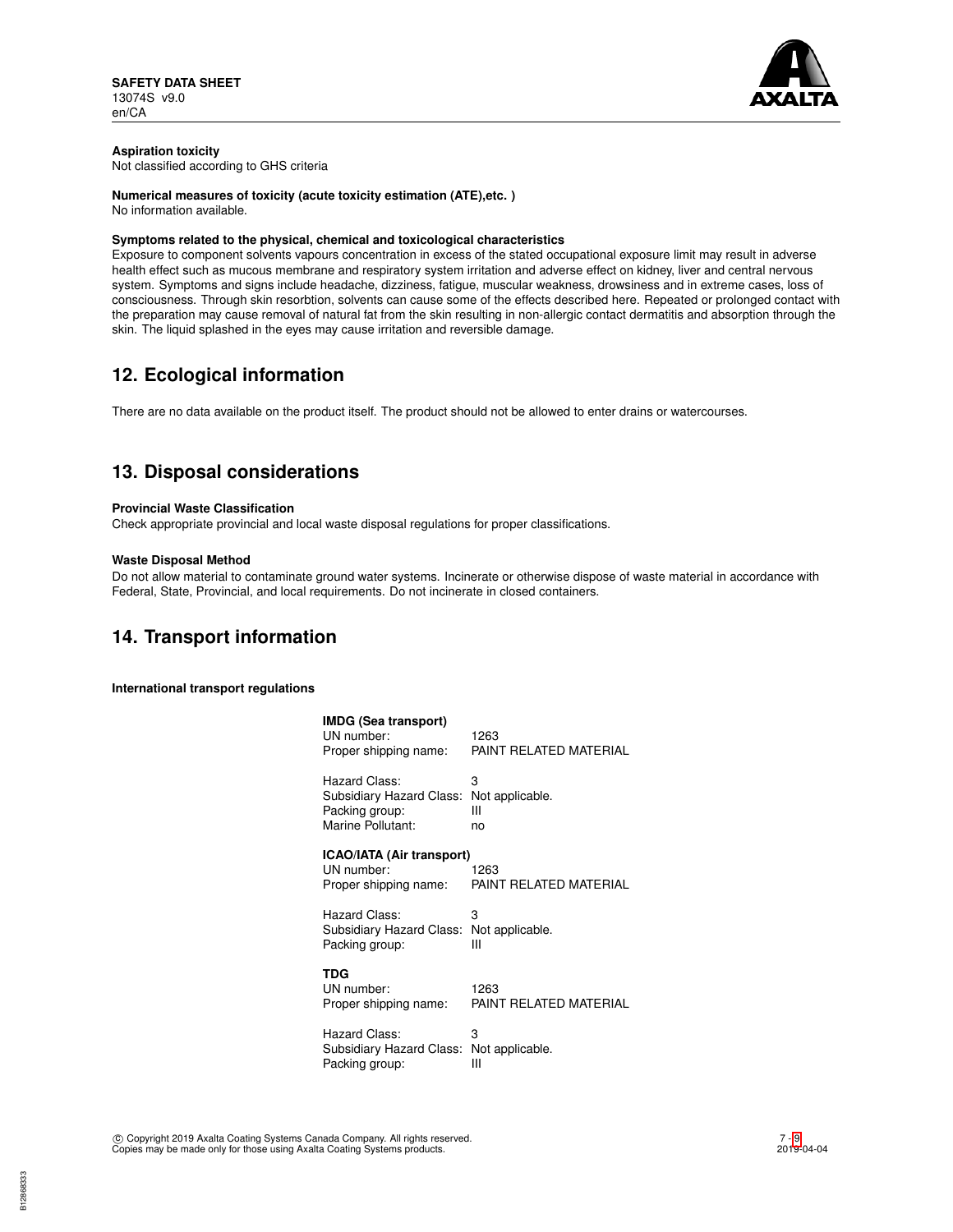**Aspiration toxicity**
Not classified according to GHS criteria

**Numerical measures of toxicity (acute toxicity estimation (ATE),etc. )**
No information available.

**Symptoms related to the physical, chemical and toxicological characteristics**
Exposure to component solvents vapours concentration in excess of the stated occupational exposure limit may result in adverse health effect such as mucous membrane and respiratory system irritation and adverse effect on kidney, liver and central nervous system. Symptoms and signs include headache, dizziness, fatigue, muscular weakness, drowsiness and in extreme cases, loss of consciousness. Through skin resorbtion, solvents can cause some of the effects described here. Repeated or prolonged contact with the preparation may cause removal of natural fat from the skin resulting in non-allergic contact dermatitis and absorption through the skin. The liquid splashed in the eyes may cause irritation and reversible damage.

## 12. Ecological information

There are no data available on the product itself. The product should not be allowed to enter drains or watercourses.

## 13. Disposal considerations

**Provincial Waste Classification**
Check appropriate provincial and local waste disposal regulations for proper classifications.

**Waste Disposal Method**
Do not allow material to contaminate ground water systems. Incinerate or otherwise dispose of waste material in accordance with Federal, State, Provincial, and local requirements. Do not incinerate in closed containers.

## 14. Transport information

**International transport regulations**

**IMDG (Sea transport)**
UN number: 1263
Proper shipping name: PAINT RELATED MATERIAL

Hazard Class: 3
Subsidiary Hazard Class: Not applicable.
Packing group: III
Marine Pollutant: no

**ICAO/IATA (Air transport)**
UN number: 1263
Proper shipping name: PAINT RELATED MATERIAL

Hazard Class: 3
Subsidiary Hazard Class: Not applicable.
Packing group: III

**TDG**
UN number: 1263
Proper shipping name: PAINT RELATED MATERIAL

Hazard Class: 3
Subsidiary Hazard Class: Not applicable.
Packing group: III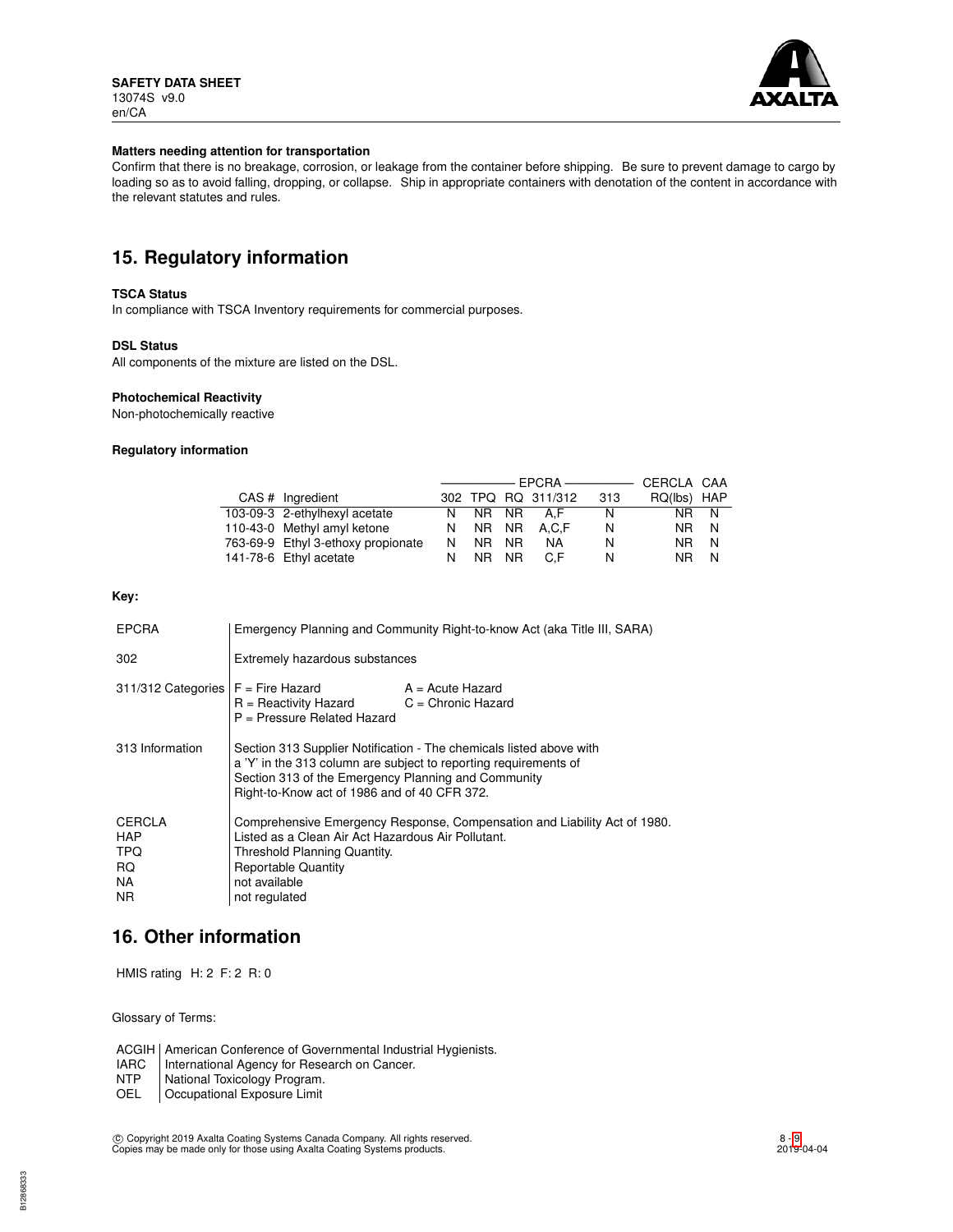**Matters needing attention for transportation**

Confirm that there is no breakage, corrosion, or leakage from the container before shipping. Be sure to prevent damage to cargo by loading so as to avoid falling, dropping, or collapse. Ship in appropriate containers with denotation of the content in accordance with the relevant statutes and rules.

## 15. Regulatory information

**TSCA Status**

In compliance with TSCA Inventory requirements for commercial purposes.

**DSL Status**

All components of the mixture are listed on the DSL.

**Photochemical Reactivity**

Non-photochemically reactive

**Regulatory information**

| | | EPCRA | | | | | CERCLA | CAA |
|---|---|---|---|---|---|---|---|---|
| CAS # | Ingredient | 302 | TPQ | RQ | 311/312 | 313 | RQ(lbs) | HAP |
| 103-09-3 | 2-ethylhexyl acetate | N | NR | NR | A,F | N | NR | N |
| 110-43-0 | Methyl amyl ketone | N | NR | NR | A,C,F | N | NR | N |
| 763-69-9 | Ethyl 3-ethoxy propionate | N | NR | NR | NA | N | NR | N |
| 141-78-6 | Ethyl acetate | N | NR | NR | C,F | N | NR | N |

**Key:**

| | |
|---|---|
| EPCRA | Emergency Planning and Community Right-to-know Act (aka Title III, SARA) |
| 302 | Extremely hazardous substances |
| 311/312 Categories | F = Fire Hazard; A = Acute Hazard; R = Reactivity Hazard; C = Chronic Hazard; P = Pressure Related Hazard |
| 313 Information | Section 313 Supplier Notification - The chemicals listed above with a 'Y' in the 313 column are subject to reporting requirements of Section 313 of the Emergency Planning and Community Right-to-Know act of 1986 and of 40 CFR 372. |
| CERCLA | Comprehensive Emergency Response, Compensation and Liability Act of 1980. |
| HAP | Listed as a Clean Air Act Hazardous Air Pollutant. |
| TPQ | Threshold Planning Quantity. |
| RQ | Reportable Quantity |
| NA | not available |
| NR | not regulated |

## 16. Other information

HMIS rating H: 2 F: 2 R: 0

Glossary of Terms:

| | |
|---|---|
| ACGIH | American Conference of Governmental Industrial Hygienists. |
| IARC | International Agency for Research on Cancer. |
| NTP | National Toxicology Program. |
| OEL | Occupational Exposure Limit |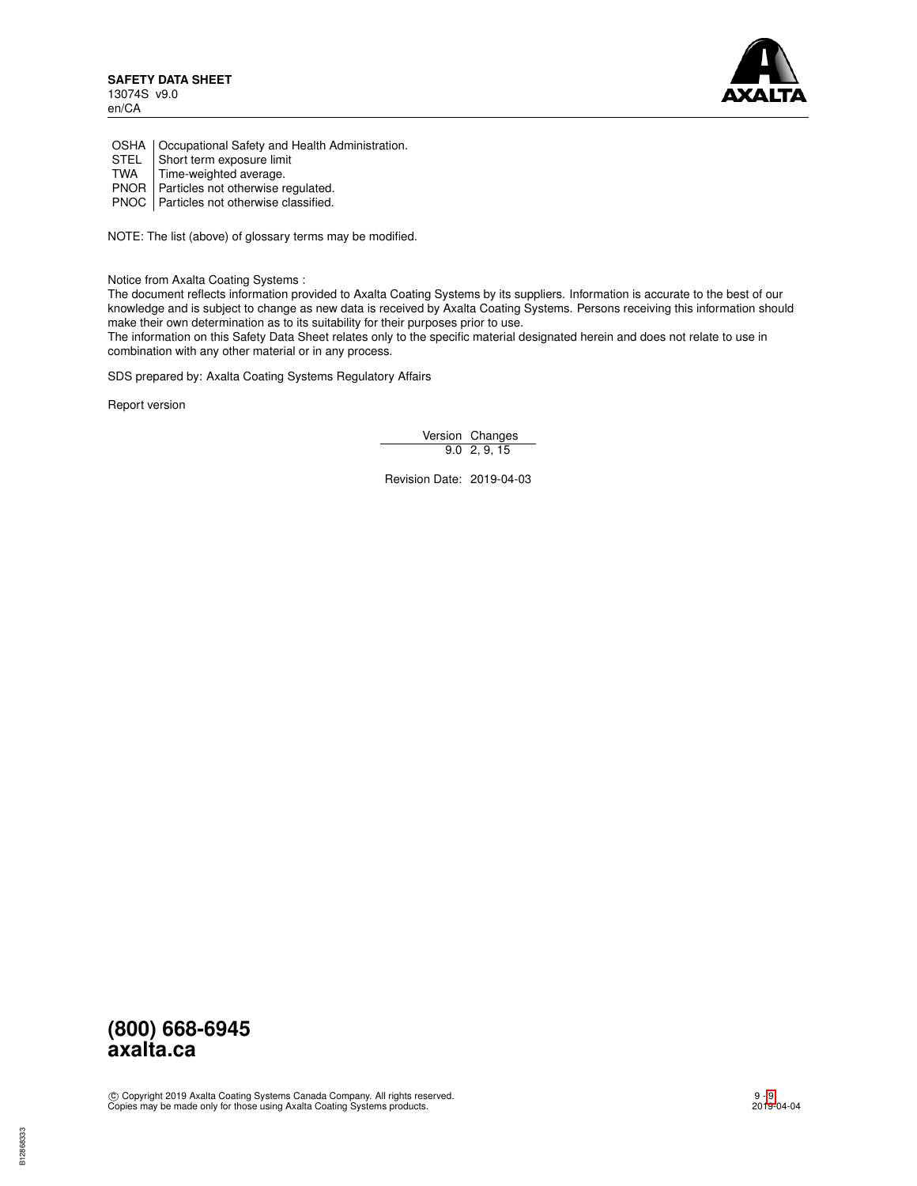| | |
|---|---|
| OSHA | Occupational Safety and Health Administration. |
| STEL | Short term exposure limit |
| TWA | Time-weighted average. |
| PNOR | Particles not otherwise regulated. |
| PNOC | Particles not otherwise classified. |

NOTE: The list (above) of glossary terms may be modified.

Notice from Axalta Coating Systems :
The document reflects information provided to Axalta Coating Systems by its suppliers. Information is accurate to the best of our knowledge and is subject to change as new data is received by Axalta Coating Systems. Persons receiving this information should make their own determination as to its suitability for their purposes prior to use.
The information on this Safety Data Sheet relates only to the specific material designated herein and does not relate to use in combination with any other material or in any process.

SDS prepared by: Axalta Coating Systems Regulatory Affairs

Report version

| Version | Changes |
|---|---|
| 9.0 | 2, 9, 15 |

Revision Date: 2019-04-03

**(800) 668-6945**
**axalta.ca**

© Copyright 2019 Axalta Coating Systems Canada Company. All rights reserved.
Copies may be made only for those using Axalta Coating Systems products.